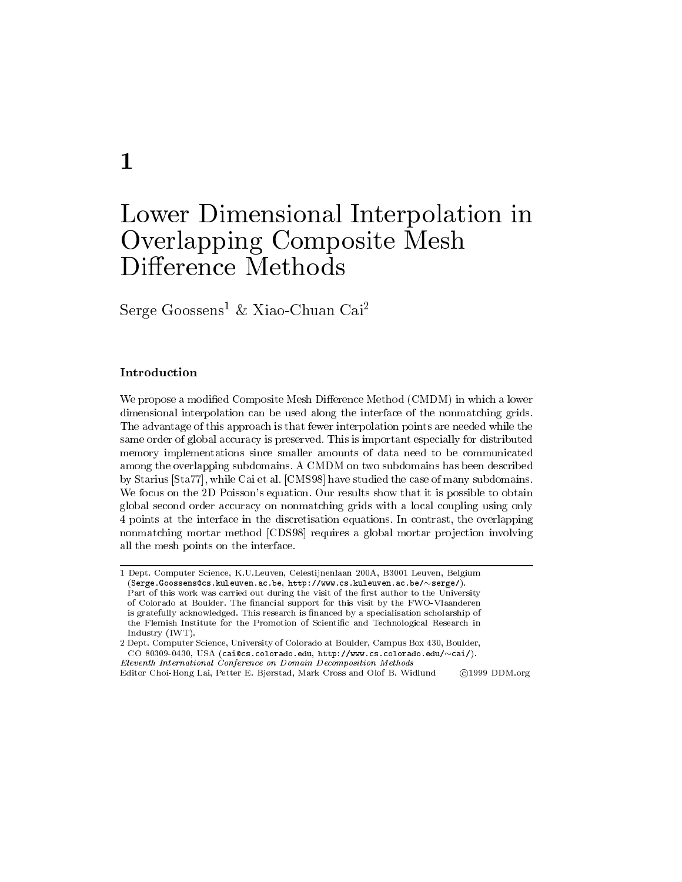# 1

# Lower Dimensional Interpolation in Overlapping Composite Mesh Difference Methods

Serge Goossens[1] & Xiao-Chuan Cai[2]

### Introduction

We propose a modified Composite Mesh Difference Method (CMDM) in which a lower dimensional interpolation can be used along the interface of the nonmatching grids. The advantage of this approach is that fewer interpolation points are needed while the same order of global accuracy is preserved. This is important especially for distributed memory implementations since smaller amounts of data need to be communicated among the overlapping subdomains. A CMDM on two subdomains has been described by Starius [Sta77], while Cai et al. [CMS98] have studied the case of many subdomains. We focus on the 2D Poisson's equation. Our results show that it is possible to obtain global second order accuracy on nonmatching grids with a local coupling using only 4 points at the interface in the discretisation equations. In contrast, the overlapping nonmatching mortar method [CDS98] requires a global mortar projection involving all the mesh points on the interface.

---

1 Dept. Computer Science, K.U.Leuven, Celestijnenlaan 200A, B3001 Leuven, Belgium (`Serge.Goossens@cs.kuleuven.ac.be`, `http://www.cs.kuleuven.ac.be/~serge/`). Part of this work was carried out during the visit of the first author to the University of Colorado at Boulder. The financial support for this visit by the FWO-Vlaanderen is gratefully acknowledged. This research is financed by a specialisation scholarship of the Flemish Institute for the Promotion of Scientific and Technological Research in Industry (IWT).

2 Dept. Computer Science, University of Colorado at Boulder, Campus Box 430, Boulder, CO 80309-0430, USA (`cai@cs.colorado.edu`, `http://www.cs.colorado.edu/~cai/`).

*Eleventh International Conference on Domain Decomposition Methods*
Editor Choi-Hong Lai, Petter E. Bjørstad, Mark Cross and Olof B. Widlund ©1999 DDM.org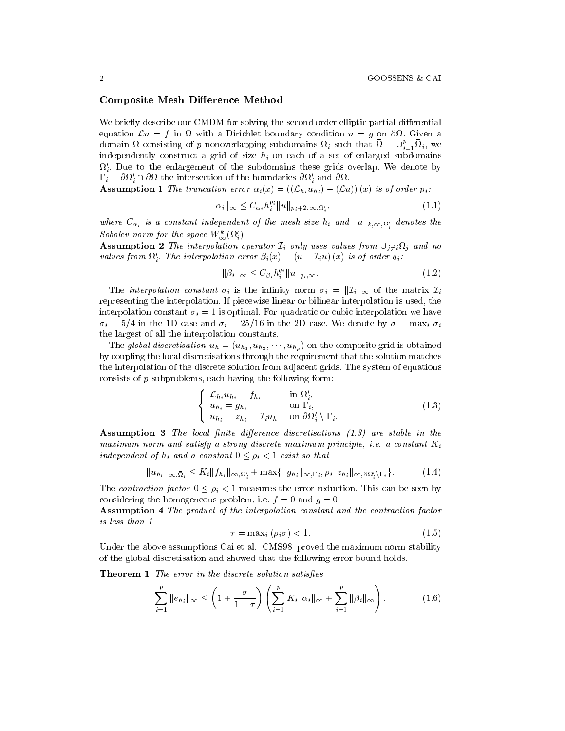## Composite Mesh Difference Method

We briefly describe our CMDM for solving the second order elliptic partial differential equation $\mathcal{L}u = f$ in $\Omega$ with a Dirichlet boundary condition $u = g$ on $\partial\Omega$. Given a domain $\Omega$ consisting of $p$ nonoverlapping subdomains $\Omega_i$ such that $\bar{\Omega} = \cup_{i=1}^{p} \bar{\Omega}_i$, we independently construct a grid of size $h_i$ on each of a set of enlarged subdomains $\Omega_i'$. Due to the enlargement of the subdomains these grids overlap. We denote by $\Gamma_i = \partial\Omega_i' \cap \partial\Omega$ the intersection of the boundaries $\partial\Omega_i'$ and $\partial\Omega$.

**Assumption 1** *The truncation error $\alpha_i(x) = ((\mathcal{L}_{h_i} u_{h_i}) - (\mathcal{L}u))(x)$ is of order $p_i$:*

$$\|\alpha_i\|_\infty \le C_{\alpha_i} h_i^{p_i} \|u\|_{p_i+2,\infty,\Omega_i'}, \tag{1.1}$$

*where $C_{\alpha_i}$ is a constant independent of the mesh size $h_i$ and $\|u\|_{k,\infty,\Omega_i'}$ denotes the Sobolev norm for the space $W_\infty^k(\Omega_i')$.*

**Assumption 2** *The interpolation operator $\mathcal{I}_i$ only uses values from $\cup_{j\neq i}\bar{\Omega}_j$ and no values from $\Omega_i'$. The interpolation error $\beta_i(x) = (u - \mathcal{I}_i u)(x)$ is of order $q_i$:*

$$\|\beta_i\|_\infty \le C_{\beta_i} h_i^{q_i} \|u\|_{q_i,\infty}. \tag{1.2}$$

The *interpolation constant* $\sigma_i$ is the infinity norm $\sigma_i = \|\mathcal{I}_i\|_\infty$ of the matrix $\mathcal{I}_i$ representing the interpolation. If piecewise linear or bilinear interpolation is used, the interpolation constant $\sigma_i = 1$ is optimal. For quadratic or cubic interpolation we have $\sigma_i = 5/4$ in the 1D case and $\sigma_i = 25/16$ in the 2D case. We denote by $\sigma = \max_i \sigma_i$ the largest of all the interpolation constants.

The *global discretisation* $u_h = (u_{h_1}, u_{h_2}, \cdots, u_{h_p})$ on the composite grid is obtained by coupling the local discretisations through the requirement that the solution matches the interpolation of the discrete solution from adjacent grids. The system of equations consists of $p$ subproblems, each having the following form:

$$\left\{ \begin{array}{ll} \mathcal{L}_{h_i} u_{h_i} = f_{h_i} & \text{in } \Omega_i', \\ u_{h_i} = g_{h_i} & \text{on } \Gamma_i, \\ u_{h_i} = z_{h_i} = \mathcal{I}_i u_h & \text{on } \partial\Omega_i' \setminus \Gamma_i. \end{array} \right. \tag{1.3}$$

**Assumption 3** *The local finite difference discretisations (1.3) are stable in the maximum norm and satisfy a strong discrete maximum principle, i.e. a constant $K_i$ independent of $h_i$ and a constant $0 \le \rho_i < 1$ exist so that*

$$\|u_{h_i}\|_{\infty,\bar{\Omega}_i} \le K_i \|f_{h_i}\|_{\infty,\Omega_i'} + \max\{\|g_{h_i}\|_{\infty,\Gamma_i}, \rho_i \|z_{h_i}\|_{\infty,\partial\Omega_i'\setminus\Gamma_i}\}. \tag{1.4}$$

The *contraction factor* $0 \le \rho_i < 1$ measures the error reduction. This can be seen by considering the homogeneous problem, i.e. $f = 0$ and $g = 0$.

**Assumption 4** *The product of the interpolation constant and the contraction factor is less than 1*

$$\tau = \max_i (\rho_i \sigma) < 1. \tag{1.5}$$

Under the above assumptions Cai et al. [CMS98] proved the maximum norm stability of the global discretisation and showed that the following error bound holds.

**Theorem 1** *The error in the discrete solution satisfies*

$$\sum_{i=1}^{p} \|e_{h_i}\|_\infty \le \left(1 + \frac{\sigma}{1-\tau}\right) \left( \sum_{i=1}^{p} K_i \|\alpha_i\|_\infty + \sum_{i=1}^{p} \|\beta_i\|_\infty \right). \tag{1.6}$$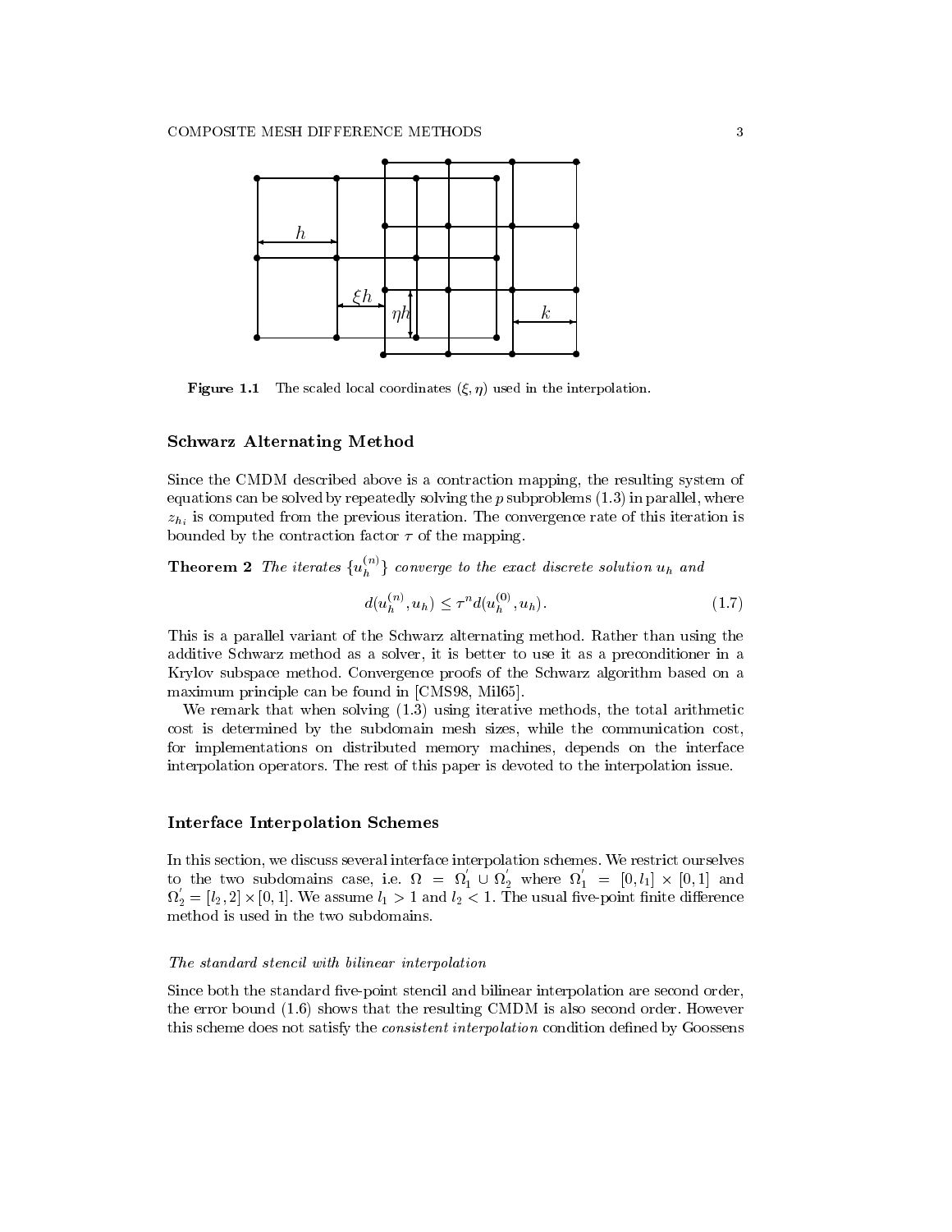**Figure 1.1** The scaled local coordinates $(\xi, \eta)$ used in the interpolation.

### Schwarz Alternating Method

Since the CMDM described above is a contraction mapping, the resulting system of equations can be solved by repeatedly solving the $p$ subproblems (1.3) in parallel, where $z_{h_i}$ is computed from the previous iteration. The convergence rate of this iteration is bounded by the contraction factor $\tau$ of the mapping.

**Theorem 2** *The iterates $\{u_h^{(n)}\}$ converge to the exact discrete solution $u_h$ and*

$$d(u_h^{(n)}, u_h) \leq \tau^n d(u_h^{(0)}, u_h). \tag{1.7}$$

This is a parallel variant of the Schwarz alternating method. Rather than using the additive Schwarz method as a solver, it is better to use it as a preconditioner in a Krylov subspace method. Convergence proofs of the Schwarz algorithm based on a maximum principle can be found in [CMS98, Mil65].

We remark that when solving (1.3) using iterative methods, the total arithmetic cost is determined by the subdomain mesh sizes, while the communication cost, for implementations on distributed memory machines, depends on the interface interpolation operators. The rest of this paper is devoted to the interpolation issue.

### Interface Interpolation Schemes

In this section, we discuss several interface interpolation schemes. We restrict ourselves to the two subdomains case, i.e. $\Omega = \Omega_1^{'} \cup \Omega_2^{'}$ where $\Omega_1^{'} = [0, l_1] \times [0, 1]$ and $\Omega_2^{'} = [l_2, 2] \times [0, 1]$. We assume $l_1 > 1$ and $l_2 < 1$. The usual five-point finite difference method is used in the two subdomains.

*The standard stencil with bilinear interpolation*

Since both the standard five-point stencil and bilinear interpolation are second order, the error bound (1.6) shows that the resulting CMDM is also second order. However this scheme does not satisfy the *consistent interpolation* condition defined by Goossens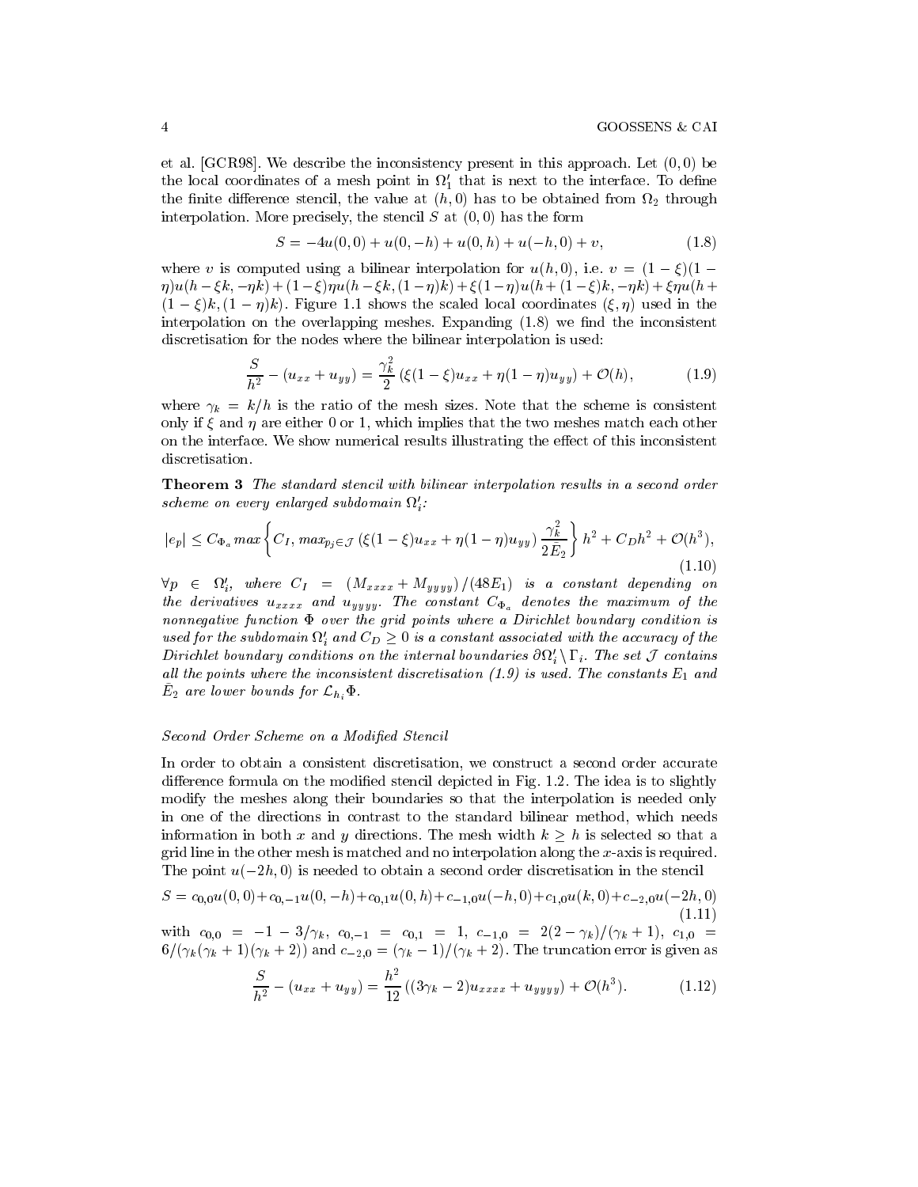et al. [GCR98]. We describe the inconsistency present in this approach. Let $(0,0)$ be the local coordinates of a mesh point in $\Omega_1'$ that is next to the interface. To define the finite difference stencil, the value at $(h,0)$ has to be obtained from $\Omega_2$ through interpolation. More precisely, the stencil $S$ at $(0,0)$ has the form

$$S = -4u(0,0) + u(0,-h) + u(0,h) + u(-h,0) + v, \tag{1.8}$$

where $v$ is computed using a bilinear interpolation for $u(h,0)$, i.e. $v = (1-\xi)(1-\eta)u(h-\xi k, -\eta k) + (1-\xi)\eta u(h-\xi k, (1-\eta)k) + \xi(1-\eta)u(h+(1-\xi)k, -\eta k) + \xi\eta u(h+(1-\xi)k, (1-\eta)k)$. Figure 1.1 shows the scaled local coordinates $(\xi,\eta)$ used in the interpolation on the overlapping meshes. Expanding (1.8) we find the inconsistent discretisation for the nodes where the bilinear interpolation is used:

$$\frac{S}{h^2} - (u_{xx} + u_{yy}) = \frac{\gamma_k^2}{2}\left(\xi(1-\xi)u_{xx} + \eta(1-\eta)u_{yy}\right) + \mathcal{O}(h), \tag{1.9}$$

where $\gamma_k = k/h$ is the ratio of the mesh sizes. Note that the scheme is consistent only if $\xi$ and $\eta$ are either 0 or 1, which implies that the two meshes match each other on the interface. We show numerical results illustrating the effect of this inconsistent discretisation.

**Theorem 3** *The standard stencil with bilinear interpolation results in a second order scheme on every enlarged subdomain $\Omega_i'$:*

$$|e_p| \leq C_{\Phi_a} max\left\{C_I, max_{p_j \in \mathcal{J}}\left(\xi(1-\xi)u_{xx} + \eta(1-\eta)u_{yy}\right)\frac{\gamma_k^2}{2\bar{E}_2}\right\}h^2 + C_D h^2 + \mathcal{O}(h^3), \tag{1.10}$$

*$\forall p \in \Omega_i'$, where $C_I = (M_{xxxx} + M_{yyyy})/(48E_1)$ is a constant depending on the derivatives $u_{xxxx}$ and $u_{yyyy}$. The constant $C_{\Phi_a}$ denotes the maximum of the nonnegative function $\Phi$ over the grid points where a Dirichlet boundary condition is used for the subdomain $\Omega_i'$ and $C_D \geq 0$ is a constant associated with the accuracy of the Dirichlet boundary conditions on the internal boundaries $\partial\Omega_i' \setminus \Gamma_i$. The set $\mathcal{J}$ contains all the points where the inconsistent discretisation (1.9) is used. The constants $E_1$ and $\bar{E}_2$ are lower bounds for $\mathcal{L}_{h_i}\Phi$.*

*Second Order Scheme on a Modified Stencil*

In order to obtain a consistent discretisation, we construct a second order accurate difference formula on the modified stencil depicted in Fig. 1.2. The idea is to slightly modify the meshes along their boundaries so that the interpolation is needed only in one of the directions in contrast to the standard bilinear method, which needs information in both $x$ and $y$ directions. The mesh width $k \geq h$ is selected so that a grid line in the other mesh is matched and no interpolation along the $x$-axis is required. The point $u(-2h,0)$ is needed to obtain a second order discretisation in the stencil

$$S = c_{0,0}u(0,0) + c_{0,-1}u(0,-h) + c_{0,1}u(0,h) + c_{-1,0}u(-h,0) + c_{1,0}u(k,0) + c_{-2,0}u(-2h,0) \tag{1.11}$$

with $c_{0,0} = -1 - 3/\gamma_k$, $c_{0,-1} = c_{0,1} = 1$, $c_{-1,0} = 2(2-\gamma_k)/(\gamma_k+1)$, $c_{1,0} = 6/(\gamma_k(\gamma_k+1)(\gamma_k+2))$ and $c_{-2,0} = (\gamma_k - 1)/(\gamma_k+2)$. The truncation error is given as

$$\frac{S}{h^2} - (u_{xx} + u_{yy}) = \frac{h^2}{12}\left((3\gamma_k - 2)u_{xxxx} + u_{yyyy}\right) + \mathcal{O}(h^3). \tag{1.12}$$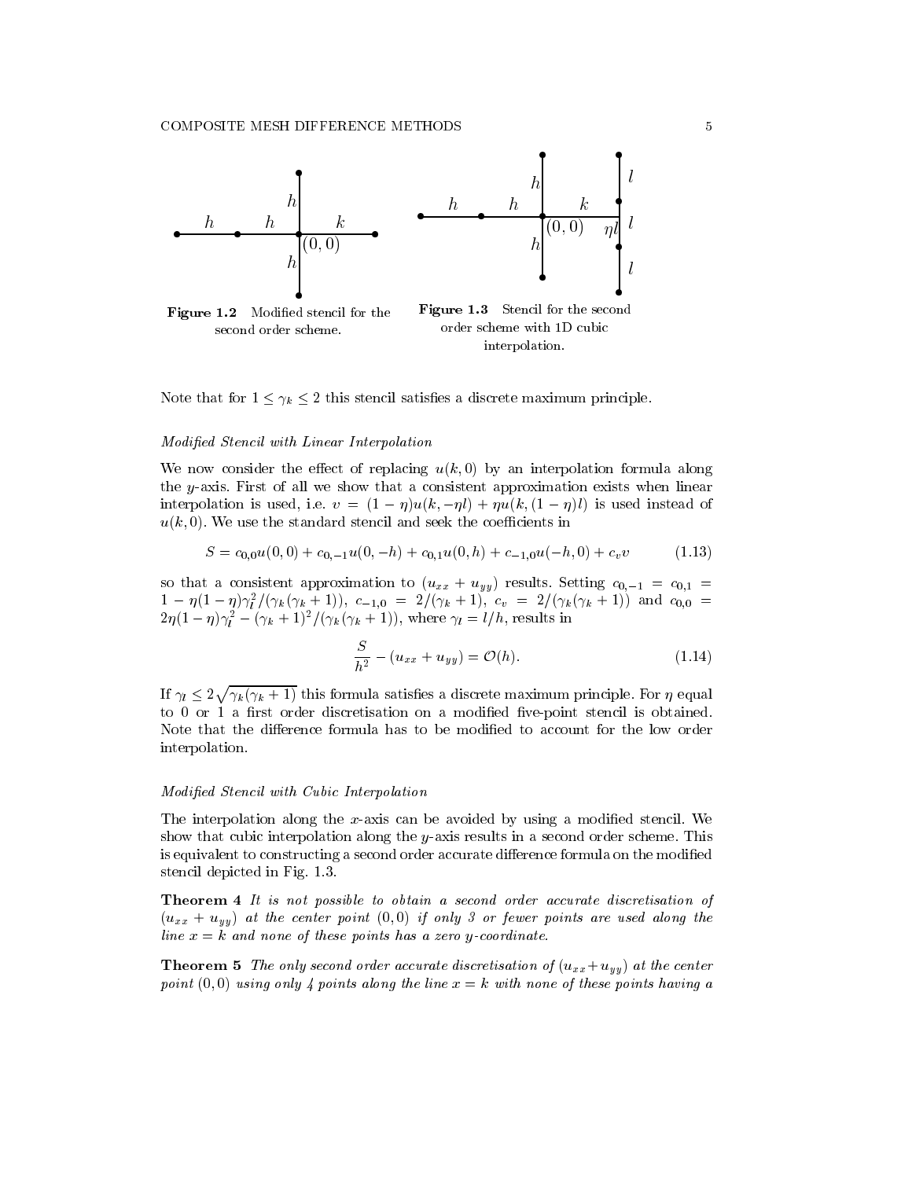**Figure 1.2** Modified stencil for the second order scheme.

**Figure 1.3** Stencil for the second order scheme with 1D cubic interpolation.

Note that for $1 \le \gamma_k \le 2$ this stencil satisfies a discrete maximum principle.

*Modified Stencil with Linear Interpolation*

We now consider the effect of replacing $u(k, 0)$ by an interpolation formula along the $y$-axis. First of all we show that a consistent approximation exists when linear interpolation is used, i.e. $v = (1 - \eta)u(k, -\eta l) + \eta u(k, (1 - \eta)l)$ is used instead of $u(k, 0)$. We use the standard stencil and seek the coefficients in

$$S = c_{0,0}u(0, 0) + c_{0,-1}u(0, -h) + c_{0,1}u(0, h) + c_{-1,0}u(-h, 0) + c_v v \tag{1.13}$$

so that a consistent approximation to $(u_{xx} + u_{yy})$ results. Setting $c_{0,-1} = c_{0,1} = 1 - \eta(1 - \eta)\gamma_l^2/(\gamma_k(\gamma_k + 1))$, $c_{-1,0} = 2/(\gamma_k + 1)$, $c_v = 2/(\gamma_k(\gamma_k + 1))$ and $c_{0,0} = 2\eta(1 - \eta)\gamma_l^2 - (\gamma_k + 1)^2/(\gamma_k(\gamma_k + 1))$, where $\gamma_l = l/h$, results in

$$\frac{S}{h^2} - (u_{xx} + u_{yy}) = \mathcal{O}(h). \tag{1.14}$$

If $\gamma_l \le 2\sqrt{\gamma_k(\gamma_k + 1)}$ this formula satisfies a discrete maximum principle. For $\eta$ equal to 0 or 1 a first order discretisation on a modified five-point stencil is obtained. Note that the difference formula has to be modified to account for the low order interpolation.

*Modified Stencil with Cubic Interpolation*

The interpolation along the $x$-axis can be avoided by using a modified stencil. We show that cubic interpolation along the $y$-axis results in a second order scheme. This is equivalent to constructing a second order accurate difference formula on the modified stencil depicted in Fig. 1.3.

**Theorem 4** *It is not possible to obtain a second order accurate discretisation of $(u_{xx} + u_{yy})$ at the center point $(0, 0)$ if only 3 or fewer points are used along the line $x = k$ and none of these points has a zero $y$-coordinate.*

**Theorem 5** *The only second order accurate discretisation of $(u_{xx} + u_{yy})$ at the center point $(0, 0)$ using only 4 points along the line $x = k$ with none of these points having a*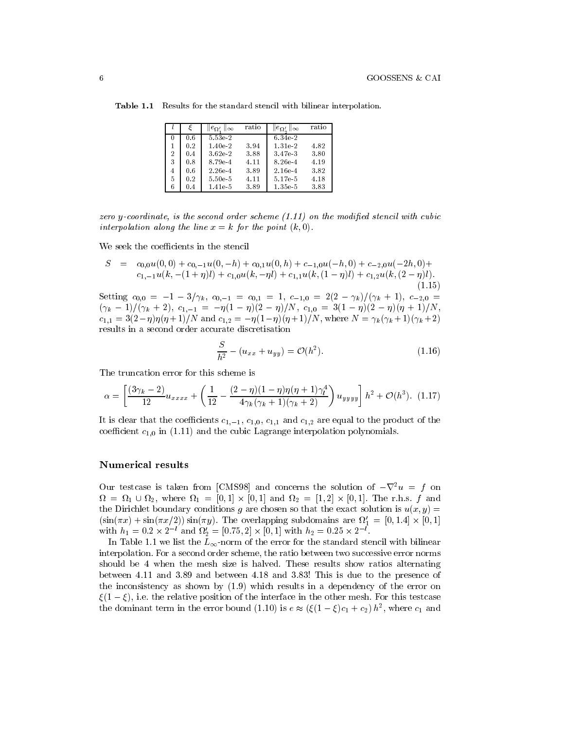**Table 1.1** Results for the standard stencil with bilinear interpolation.

| $l$ | $\xi$ | $\Vert e_{\Omega_1'} \Vert_\infty$ | ratio | $\Vert e_{\Omega_2'} \Vert_\infty$ | ratio |
|---|---|---|---|---|---|
| 0 | 0.6 | 5.53e-2 | | 6.34e-2 | |
| 1 | 0.2 | 1.40e-2 | 3.94 | 1.31e-2 | 4.82 |
| 2 | 0.4 | 3.62e-2 | 3.88 | 3.47e-3 | 3.80 |
| 3 | 0.8 | 8.79e-4 | 4.11 | 8.26e-4 | 4.19 |
| 4 | 0.6 | 2.26e-4 | 3.89 | 2.16e-4 | 3.82 |
| 5 | 0.2 | 5.50e-5 | 4.11 | 5.17e-5 | 4.18 |
| 6 | 0.4 | 1.41e-5 | 3.89 | 1.35e-5 | 3.83 |

*zero y-coordinate, is the second order scheme (1.11) on the modified stencil with cubic interpolation along the line $x = k$ for the point $(k, 0)$.*

We seek the coefficients in the stencil

$$
\begin{aligned}
S \;=\;& c_{0,0}u(0,0) + c_{0,-1}u(0,-h) + c_{0,1}u(0,h) + c_{-1,0}u(-h,0) + c_{-2,0}u(-2h,0)+ \\
& c_{1,-1}u(k,-(1+\eta)l) + c_{1,0}u(k,-\eta l) + c_{1,1}u(k,(1-\eta)l) + c_{1,2}u(k,(2-\eta)l).
\end{aligned}
\tag{1.15}
$$

Setting $c_{0,0} = -1 - 3/\gamma_k$, $c_{0,-1} = c_{0,1} = 1$, $c_{-1,0} = 2(2-\gamma_k)/(\gamma_k+1)$, $c_{-2,0} = (\gamma_k - 1)/(\gamma_k+2)$, $c_{1,-1} = -\eta(1-\eta)(2-\eta)/N$, $c_{1,0} = 3(1-\eta)(2-\eta)(\eta+1)/N$, $c_{1,1} = 3(2-\eta)\eta(\eta+1)/N$ and $c_{1,2} = -\eta(1-\eta)(\eta+1)/N$, where $N = \gamma_k(\gamma_k+1)(\gamma_k+2)$ results in a second order accurate discretisation

$$
\frac{S}{h^2} - (u_{xx} + u_{yy}) = \mathcal{O}(h^2). \tag{1.16}
$$

The truncation error for this scheme is

$$
\alpha = \left[ \frac{(3\gamma_k - 2)}{12} u_{xxxx} + \left( \frac{1}{12} - \frac{(2-\eta)(1-\eta)\eta(\eta+1)\gamma_l^4}{4\gamma_k(\gamma_k+1)(\gamma_k+2)} \right) u_{yyyy} \right] h^2 + \mathcal{O}(h^3). \tag{1.17}
$$

It is clear that the coefficients $c_{1,-1}$, $c_{1,0}$, $c_{1,1}$ and $c_{1,2}$ are equal to the product of the coefficient $c_{1,0}$ in (1.11) and the cubic Lagrange interpolation polynomials.

## Numerical results

Our testcase is taken from [CMS98] and concerns the solution of $-\nabla^2 u = f$ on $\Omega = \Omega_1 \cup \Omega_2$, where $\Omega_1 = [0,1] \times [0,1]$ and $\Omega_2 = [1,2] \times [0,1]$. The r.h.s. $f$ and the Dirichlet boundary conditions $g$ are chosen so that the exact solution is $u(x,y) = (\sin(\pi x) + \sin(\pi x/2)) \sin(\pi y)$. The overlapping subdomains are $\Omega_1' = [0, 1.4] \times [0,1]$ with $h_1 = 0.2 \times 2^{-l}$ and $\Omega_2' = [0.75, 2] \times [0,1]$ with $h_2 = 0.25 \times 2^{-l}$.

In Table 1.1 we list the $L_\infty$-norm of the error for the standard stencil with bilinear interpolation. For a second order scheme, the ratio between two successive error norms should be 4 when the mesh size is halved. These results show ratios alternating between 4.11 and 3.89 and between 4.18 and 3.83! This is due to the presence of the inconsistency as shown by (1.9) which results in a dependency of the error on $\xi(1-\xi)$, i.e. the relative position of the interface in the other mesh. For this testcase the dominant term in the error bound (1.10) is $e \approx (\xi(1-\xi)c_1 + c_2)\, h^2$, where $c_1$ and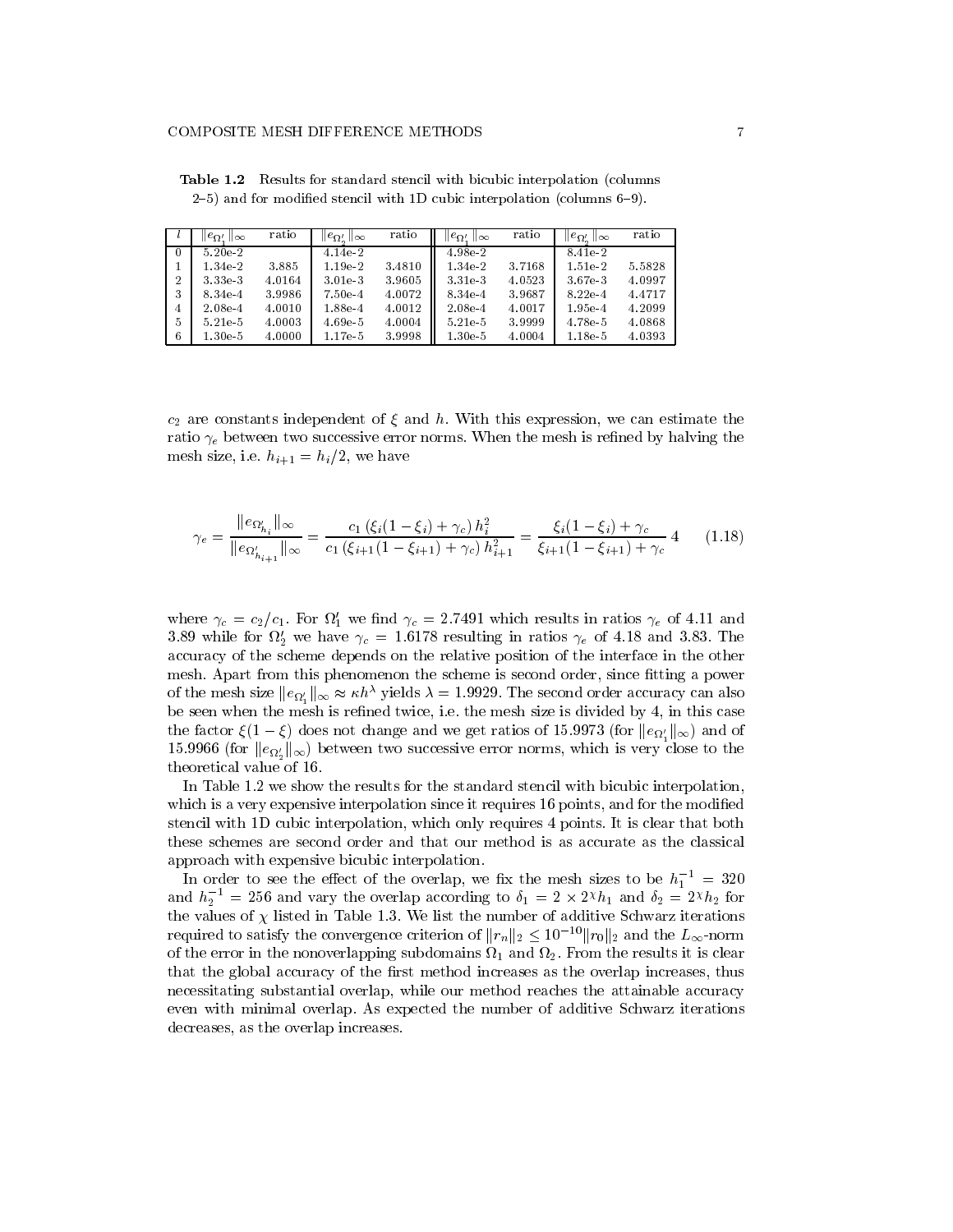**Table 1.2** Results for standard stencil with bicubic interpolation (columns 2–5) and for modified stencil with 1D cubic interpolation (columns 6–9).

| $l$ | $\|e_{\Omega_1'}\|_\infty$ | ratio | $\|e_{\Omega_2'}\|_\infty$ | ratio | $\|e_{\Omega_1'}\|_\infty$ | ratio | $\|e_{\Omega_2'}\|_\infty$ | ratio |
|---|---|---|---|---|---|---|---|---|
| 0 | 5.20e-2 | | 4.14e-2 | | 4.98e-2 | | 8.41e-2 | |
| 1 | 1.34e-2 | 3.885 | 1.19e-2 | 3.4810 | 1.34e-2 | 3.7168 | 1.51e-2 | 5.5828 |
| 2 | 3.33e-3 | 4.0164 | 3.01e-3 | 3.9605 | 3.31e-3 | 4.0523 | 3.67e-3 | 4.0997 |
| 3 | 8.34e-4 | 3.9986 | 7.50e-4 | 4.0072 | 8.34e-4 | 3.9687 | 8.22e-4 | 4.4717 |
| 4 | 2.08e-4 | 4.0010 | 1.88e-4 | 4.0012 | 2.08e-4 | 4.0017 | 1.95e-4 | 4.2099 |
| 5 | 5.21e-5 | 4.0003 | 4.69e-5 | 4.0004 | 5.21e-5 | 3.9999 | 4.78e-5 | 4.0868 |
| 6 | 1.30e-5 | 4.0000 | 1.17e-5 | 3.9998 | 1.30e-5 | 4.0004 | 1.18e-5 | 4.0393 |

$c_2$ are constants independent of $\xi$ and $h$. With this expression, we can estimate the ratio $\gamma_e$ between two successive error norms. When the mesh is refined by halving the mesh size, i.e. $h_{i+1} = h_i/2$, we have

$$\gamma_e = \frac{\|e_{\Omega'_{h_i}}\|_\infty}{\|e_{\Omega'_{h_{i+1}}}\|_\infty} = \frac{c_1\left(\xi_i(1-\xi_i)+\gamma_c\right)h_i^2}{c_1\left(\xi_{i+1}(1-\xi_{i+1})+\gamma_c\right)h_{i+1}^2} = \frac{\xi_i(1-\xi_i)+\gamma_c}{\xi_{i+1}(1-\xi_{i+1})+\gamma_c}\,4 \qquad (1.18)$$

where $\gamma_c = c_2/c_1$. For $\Omega_1'$ we find $\gamma_c = 2.7491$ which results in ratios $\gamma_e$ of 4.11 and 3.89 while for $\Omega_2'$ we have $\gamma_c = 1.6178$ resulting in ratios $\gamma_e$ of 4.18 and 3.83. The accuracy of the scheme depends on the relative position of the interface in the other mesh. Apart from this phenomenon the scheme is second order, since fitting a power of the mesh size $\|e_{\Omega_1'}\|_\infty \approx \kappa h^\lambda$ yields $\lambda = 1.9929$. The second order accuracy can also be seen when the mesh is refined twice, i.e. the mesh size is divided by 4, in this case the factor $\xi(1-\xi)$ does not change and we get ratios of 15.9973 (for $\|e_{\Omega_1'}\|_\infty$) and of 15.9966 (for $\|e_{\Omega_2'}\|_\infty$) between two successive error norms, which is very close to the theoretical value of 16.

In Table 1.2 we show the results for the standard stencil with bicubic interpolation, which is a very expensive interpolation since it requires 16 points, and for the modified stencil with 1D cubic interpolation, which only requires 4 points. It is clear that both these schemes are second order and that our method is as accurate as the classical approach with expensive bicubic interpolation.

In order to see the effect of the overlap, we fix the mesh sizes to be $h_1^{-1} = 320$ and $h_2^{-1} = 256$ and vary the overlap according to $\delta_1 = 2 \times 2^\chi h_1$ and $\delta_2 = 2^\chi h_2$ for the values of $\chi$ listed in Table 1.3. We list the number of additive Schwarz iterations required to satisfy the convergence criterion of $\|r_n\|_2 \leq 10^{-10}\|r_0\|_2$ and the $L_\infty$-norm of the error in the nonoverlapping subdomains $\Omega_1$ and $\Omega_2$. From the results it is clear that the global accuracy of the first method increases as the overlap increases, thus necessitating substantial overlap, while our method reaches the attainable accuracy even with minimal overlap. As expected the number of additive Schwarz iterations decreases, as the overlap increases.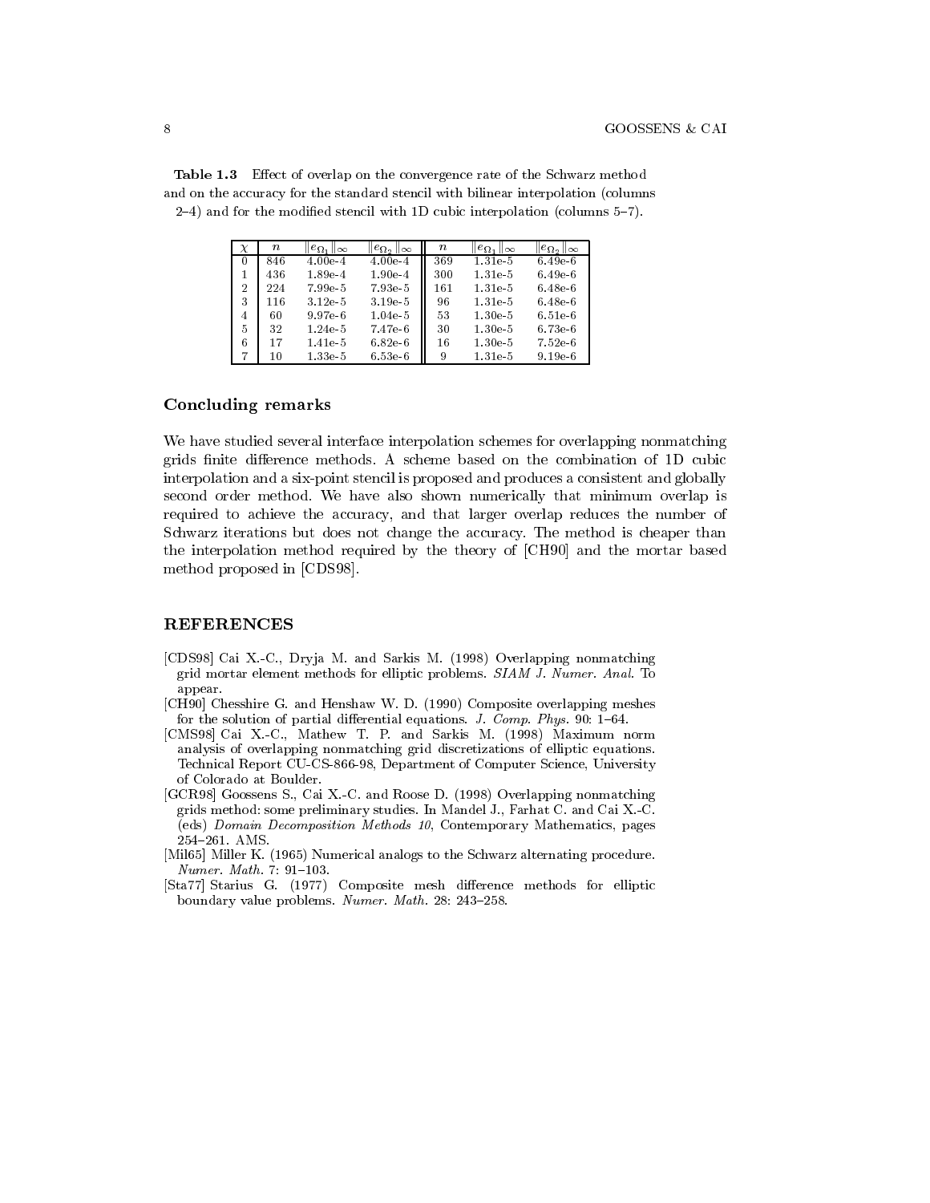**Table 1.3** Effect of overlap on the convergence rate of the Schwarz method and on the accuracy for the standard stencil with bilinear interpolation (columns 2–4) and for the modified stencil with 1D cubic interpolation (columns 5–7).

| $\chi$ | $n$ | $\|e_{\Omega_1}\|_\infty$ | $\|e_{\Omega_2}\|_\infty$ | $n$ | $\|e_{\Omega_1}\|_\infty$ | $\|e_{\Omega_2}\|_\infty$ |
|---|---|---|---|---|---|---|
| 0 | 846 | 4.00e-4 | 4.00e-4 | 369 | 1.31e-5 | 6.49e-6 |
| 1 | 436 | 1.89e-4 | 1.90e-4 | 300 | 1.31e-5 | 6.49e-6 |
| 2 | 224 | 7.99e-5 | 7.93e-5 | 161 | 1.31e-5 | 6.48e-6 |
| 3 | 116 | 3.12e-5 | 3.19e-5 | 96 | 1.31e-5 | 6.48e-6 |
| 4 | 60 | 9.97e-6 | 1.04e-5 | 53 | 1.30e-5 | 6.51e-6 |
| 5 | 32 | 1.24e-5 | 7.47e-6 | 30 | 1.30e-5 | 6.73e-6 |
| 6 | 17 | 1.41e-5 | 6.82e-6 | 16 | 1.30e-5 | 7.52e-6 |
| 7 | 10 | 1.33e-5 | 6.53e-6 | 9 | 1.31e-5 | 9.19e-6 |

## Concluding remarks

We have studied several interface interpolation schemes for overlapping nonmatching grids finite difference methods. A scheme based on the combination of 1D cubic interpolation and a six-point stencil is proposed and produces a consistent and globally second order method. We have also shown numerically that minimum overlap is required to achieve the accuracy, and that larger overlap reduces the number of Schwarz iterations but does not change the accuracy. The method is cheaper than the interpolation method required by the theory of [CH90] and the mortar based method proposed in [CDS98].

## REFERENCES

[CDS98] Cai X.-C., Dryja M. and Sarkis M. (1998) Overlapping nonmatching grid mortar element methods for elliptic problems. *SIAM J. Numer. Anal.* To appear.

[CH90] Chesshire G. and Henshaw W. D. (1990) Composite overlapping meshes for the solution of partial differential equations. *J. Comp. Phys.* 90: 1–64.

[CMS98] Cai X.-C., Mathew T. P. and Sarkis M. (1998) Maximum norm analysis of overlapping nonmatching grid discretizations of elliptic equations. Technical Report CU-CS-866-98, Department of Computer Science, University of Colorado at Boulder.

[GCR98] Goossens S., Cai X.-C. and Roose D. (1998) Overlapping nonmatching grids method: some preliminary studies. In Mandel J., Farhat C. and Cai X.-C. (eds) *Domain Decomposition Methods 10*, Contemporary Mathematics, pages 254–261. AMS.

[Mil65] Miller K. (1965) Numerical analogs to the Schwarz alternating procedure. *Numer. Math.* 7: 91–103.

[Sta77] Starius G. (1977) Composite mesh difference methods for elliptic boundary value problems. *Numer. Math.* 28: 243–258.